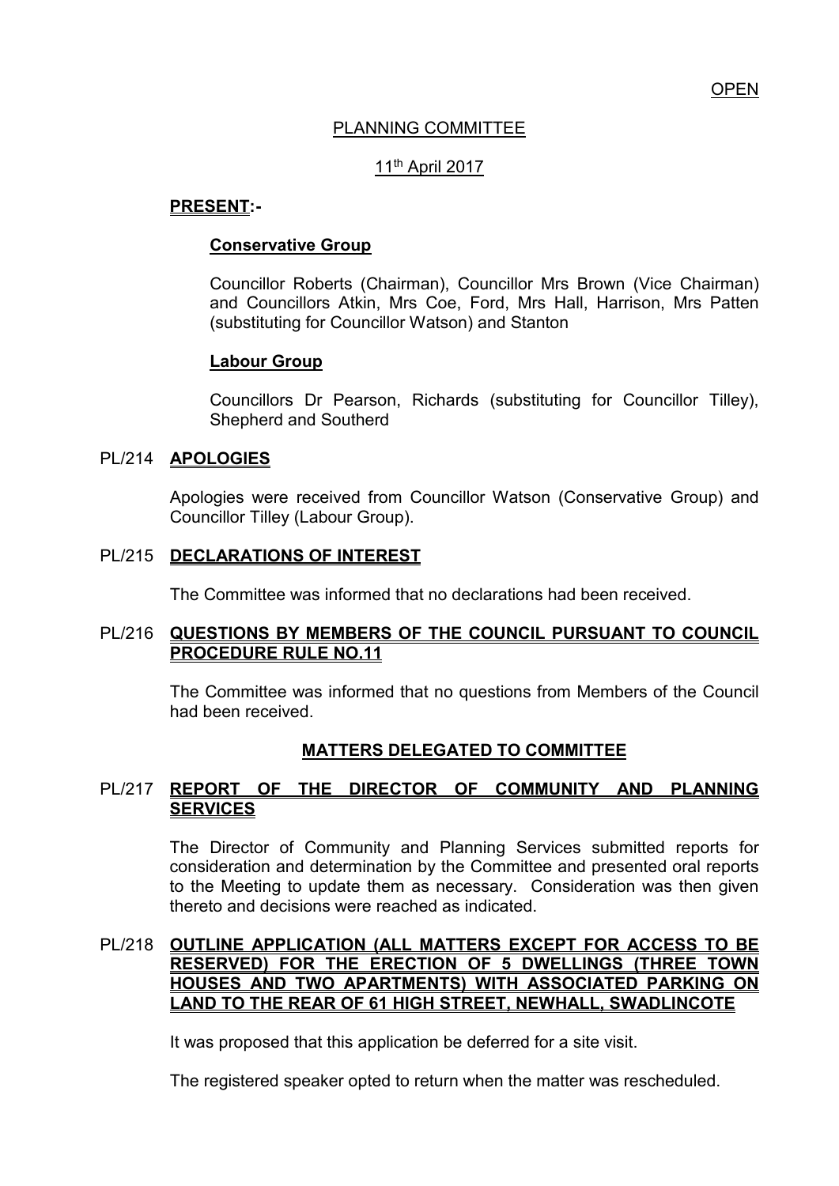OPEN

# PLANNING COMMITTEE

11th April 2017

**PRESENT:-**

**Conservative Group**

Councillor Roberts (Chairman), Councillor Mrs Brown (Vice Chairman) and Councillors Atkin, Mrs Coe, Ford, Mrs Hall, Harrison, Mrs Patten (substituting for Councillor Watson) and Stanton

**Labour Group**

Councillors Dr Pearson, Richards (substituting for Councillor Tilley), Shepherd and Southerd

## PL/214 APOLOGIES

Apologies were received from Councillor Watson (Conservative Group) and Councillor Tilley (Labour Group).

## PL/215 DECLARATIONS OF INTEREST

The Committee was informed that no declarations had been received.

## PL/216 QUESTIONS BY MEMBERS OF THE COUNCIL PURSUANT TO COUNCIL PROCEDURE RULE NO.11

The Committee was informed that no questions from Members of the Council had been received.

## MATTERS DELEGATED TO COMMITTEE

## PL/217 REPORT OF THE DIRECTOR OF COMMUNITY AND PLANNING SERVICES

The Director of Community and Planning Services submitted reports for consideration and determination by the Committee and presented oral reports to the Meeting to update them as necessary. Consideration was then given thereto and decisions were reached as indicated.

## PL/218 OUTLINE APPLICATION (ALL MATTERS EXCEPT FOR ACCESS TO BE RESERVED) FOR THE ERECTION OF 5 DWELLINGS (THREE TOWN HOUSES AND TWO APARTMENTS) WITH ASSOCIATED PARKING ON LAND TO THE REAR OF 61 HIGH STREET, NEWHALL, SWADLINCOTE

It was proposed that this application be deferred for a site visit.

The registered speaker opted to return when the matter was rescheduled.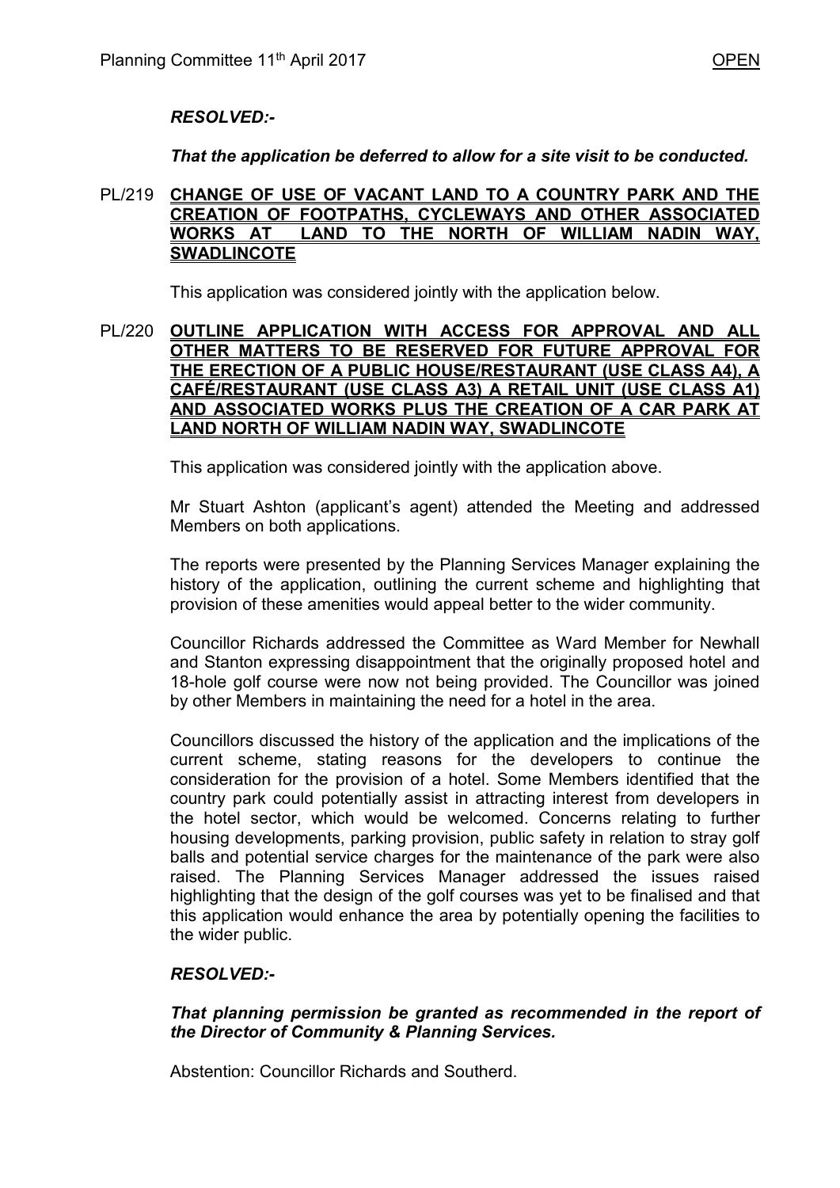***RESOLVED:-***

***That the application be deferred to allow for a site visit to be conducted.***

PL/219 **CHANGE OF USE OF VACANT LAND TO A COUNTRY PARK AND THE CREATION OF FOOTPATHS, CYCLEWAYS AND OTHER ASSOCIATED WORKS AT LAND TO THE NORTH OF WILLIAM NADIN WAY, SWADLINCOTE**

This application was considered jointly with the application below.

PL/220 **OUTLINE APPLICATION WITH ACCESS FOR APPROVAL AND ALL OTHER MATTERS TO BE RESERVED FOR FUTURE APPROVAL FOR THE ERECTION OF A PUBLIC HOUSE/RESTAURANT (USE CLASS A4), A CAFÉ/RESTAURANT (USE CLASS A3) A RETAIL UNIT (USE CLASS A1) AND ASSOCIATED WORKS PLUS THE CREATION OF A CAR PARK AT LAND NORTH OF WILLIAM NADIN WAY, SWADLINCOTE**

This application was considered jointly with the application above.

Mr Stuart Ashton (applicant's agent) attended the Meeting and addressed Members on both applications.

The reports were presented by the Planning Services Manager explaining the history of the application, outlining the current scheme and highlighting that provision of these amenities would appeal better to the wider community.

Councillor Richards addressed the Committee as Ward Member for Newhall and Stanton expressing disappointment that the originally proposed hotel and 18-hole golf course were now not being provided. The Councillor was joined by other Members in maintaining the need for a hotel in the area.

Councillors discussed the history of the application and the implications of the current scheme, stating reasons for the developers to continue the consideration for the provision of a hotel. Some Members identified that the country park could potentially assist in attracting interest from developers in the hotel sector, which would be welcomed. Concerns relating to further housing developments, parking provision, public safety in relation to stray golf balls and potential service charges for the maintenance of the park were also raised. The Planning Services Manager addressed the issues raised highlighting that the design of the golf courses was yet to be finalised and that this application would enhance the area by potentially opening the facilities to the wider public.

***RESOLVED:-***

***That planning permission be granted as recommended in the report of the Director of Community & Planning Services.***

Abstention: Councillor Richards and Southerd.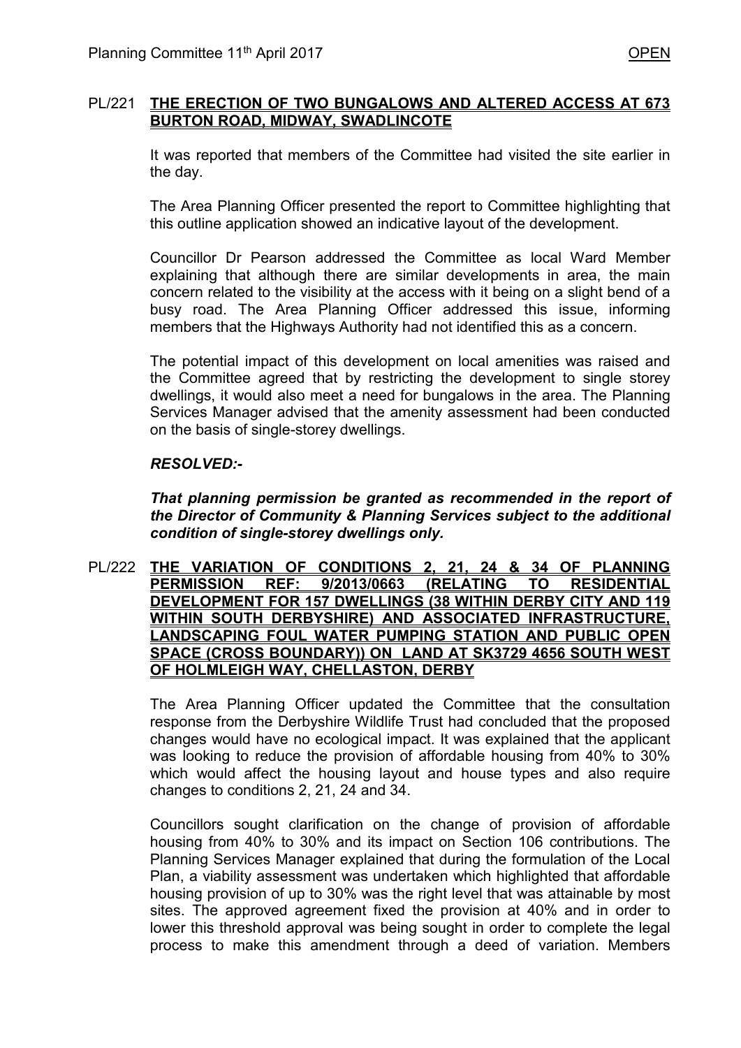## PL/221 THE ERECTION OF TWO BUNGALOWS AND ALTERED ACCESS AT 673 BURTON ROAD, MIDWAY, SWADLINCOTE

It was reported that members of the Committee had visited the site earlier in the day.

The Area Planning Officer presented the report to Committee highlighting that this outline application showed an indicative layout of the development.

Councillor Dr Pearson addressed the Committee as local Ward Member explaining that although there are similar developments in area, the main concern related to the visibility at the access with it being on a slight bend of a busy road. The Area Planning Officer addressed this issue, informing members that the Highways Authority had not identified this as a concern.

The potential impact of this development on local amenities was raised and the Committee agreed that by restricting the development to single storey dwellings, it would also meet a need for bungalows in the area. The Planning Services Manager advised that the amenity assessment had been conducted on the basis of single-storey dwellings.

***RESOLVED:-***

***That planning permission be granted as recommended in the report of the Director of Community & Planning Services subject to the additional condition of single-storey dwellings only.***

## PL/222 THE VARIATION OF CONDITIONS 2, 21, 24 & 34 OF PLANNING PERMISSION REF: 9/2013/0663 (RELATING TO RESIDENTIAL DEVELOPMENT FOR 157 DWELLINGS (38 WITHIN DERBY CITY AND 119 WITHIN SOUTH DERBYSHIRE) AND ASSOCIATED INFRASTRUCTURE, LANDSCAPING FOUL WATER PUMPING STATION AND PUBLIC OPEN SPACE (CROSS BOUNDARY)) ON LAND AT SK3729 4656 SOUTH WEST OF HOLMLEIGH WAY, CHELLASTON, DERBY

The Area Planning Officer updated the Committee that the consultation response from the Derbyshire Wildlife Trust had concluded that the proposed changes would have no ecological impact. It was explained that the applicant was looking to reduce the provision of affordable housing from 40% to 30% which would affect the housing layout and house types and also require changes to conditions 2, 21, 24 and 34.

Councillors sought clarification on the change of provision of affordable housing from 40% to 30% and its impact on Section 106 contributions. The Planning Services Manager explained that during the formulation of the Local Plan, a viability assessment was undertaken which highlighted that affordable housing provision of up to 30% was the right level that was attainable by most sites. The approved agreement fixed the provision at 40% and in order to lower this threshold approval was being sought in order to complete the legal process to make this amendment through a deed of variation. Members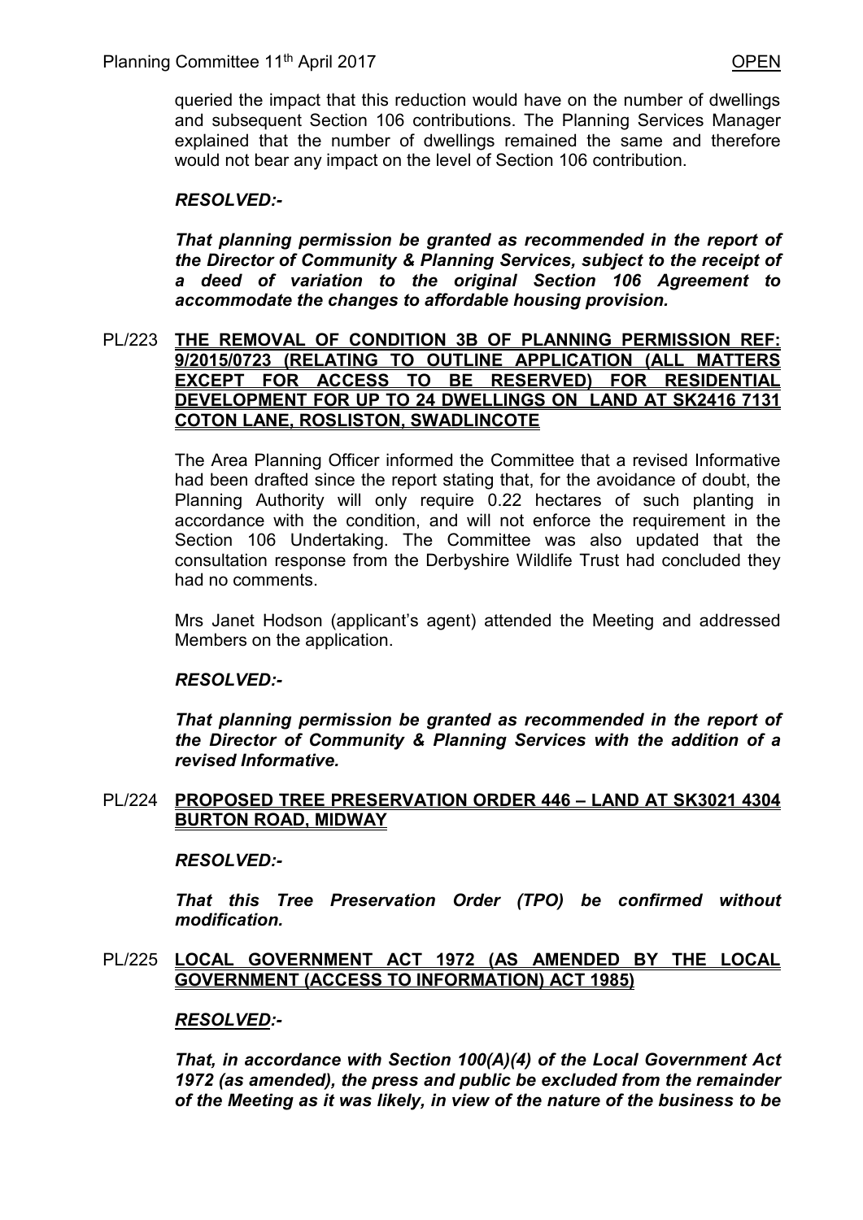queried the impact that this reduction would have on the number of dwellings and subsequent Section 106 contributions. The Planning Services Manager explained that the number of dwellings remained the same and therefore would not bear any impact on the level of Section 106 contribution.

***RESOLVED:-***

***That planning permission be granted as recommended in the report of the Director of Community & Planning Services, subject to the receipt of a deed of variation to the original Section 106 Agreement to accommodate the changes to affordable housing provision.***

PL/223 **THE REMOVAL OF CONDITION 3B OF PLANNING PERMISSION REF: 9/2015/0723 (RELATING TO OUTLINE APPLICATION (ALL MATTERS EXCEPT FOR ACCESS TO BE RESERVED) FOR RESIDENTIAL DEVELOPMENT FOR UP TO 24 DWELLINGS ON LAND AT SK2416 7131 COTON LANE, ROSLISTON, SWADLINCOTE**

The Area Planning Officer informed the Committee that a revised Informative had been drafted since the report stating that, for the avoidance of doubt, the Planning Authority will only require 0.22 hectares of such planting in accordance with the condition, and will not enforce the requirement in the Section 106 Undertaking. The Committee was also updated that the consultation response from the Derbyshire Wildlife Trust had concluded they had no comments.

Mrs Janet Hodson (applicant's agent) attended the Meeting and addressed Members on the application.

***RESOLVED:-***

***That planning permission be granted as recommended in the report of the Director of Community & Planning Services with the addition of a revised Informative.***

PL/224 **PROPOSED TREE PRESERVATION ORDER 446 – LAND AT SK3021 4304 BURTON ROAD, MIDWAY**

***RESOLVED:-***

***That this Tree Preservation Order (TPO) be confirmed without modification.***

PL/225 **LOCAL GOVERNMENT ACT 1972 (AS AMENDED BY THE LOCAL GOVERNMENT (ACCESS TO INFORMATION) ACT 1985)**

***RESOLVED:-***

***That, in accordance with Section 100(A)(4) of the Local Government Act 1972 (as amended), the press and public be excluded from the remainder of the Meeting as it was likely, in view of the nature of the business to be***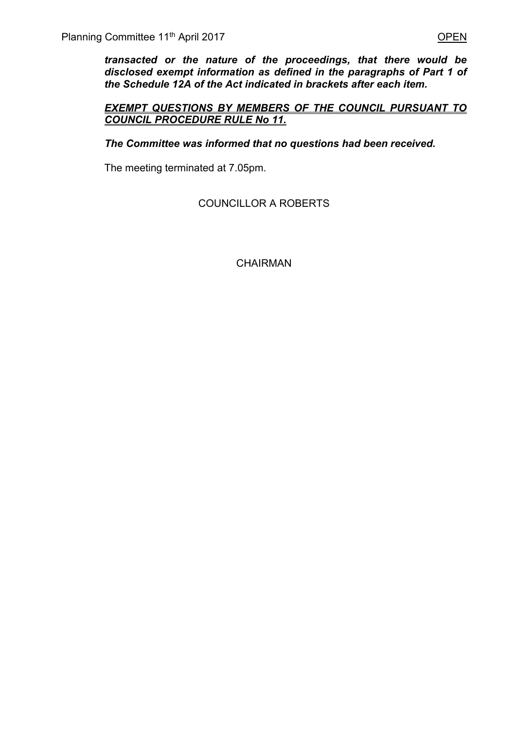***transacted or the nature of the proceedings, that there would be disclosed exempt information as defined in the paragraphs of Part 1 of the Schedule 12A of the Act indicated in brackets after each item.***

***EXEMPT QUESTIONS BY MEMBERS OF THE COUNCIL PURSUANT TO COUNCIL PROCEDURE RULE No 11.***

***The Committee was informed that no questions had been received.***

The meeting terminated at 7.05pm.

COUNCILLOR A ROBERTS

CHAIRMAN